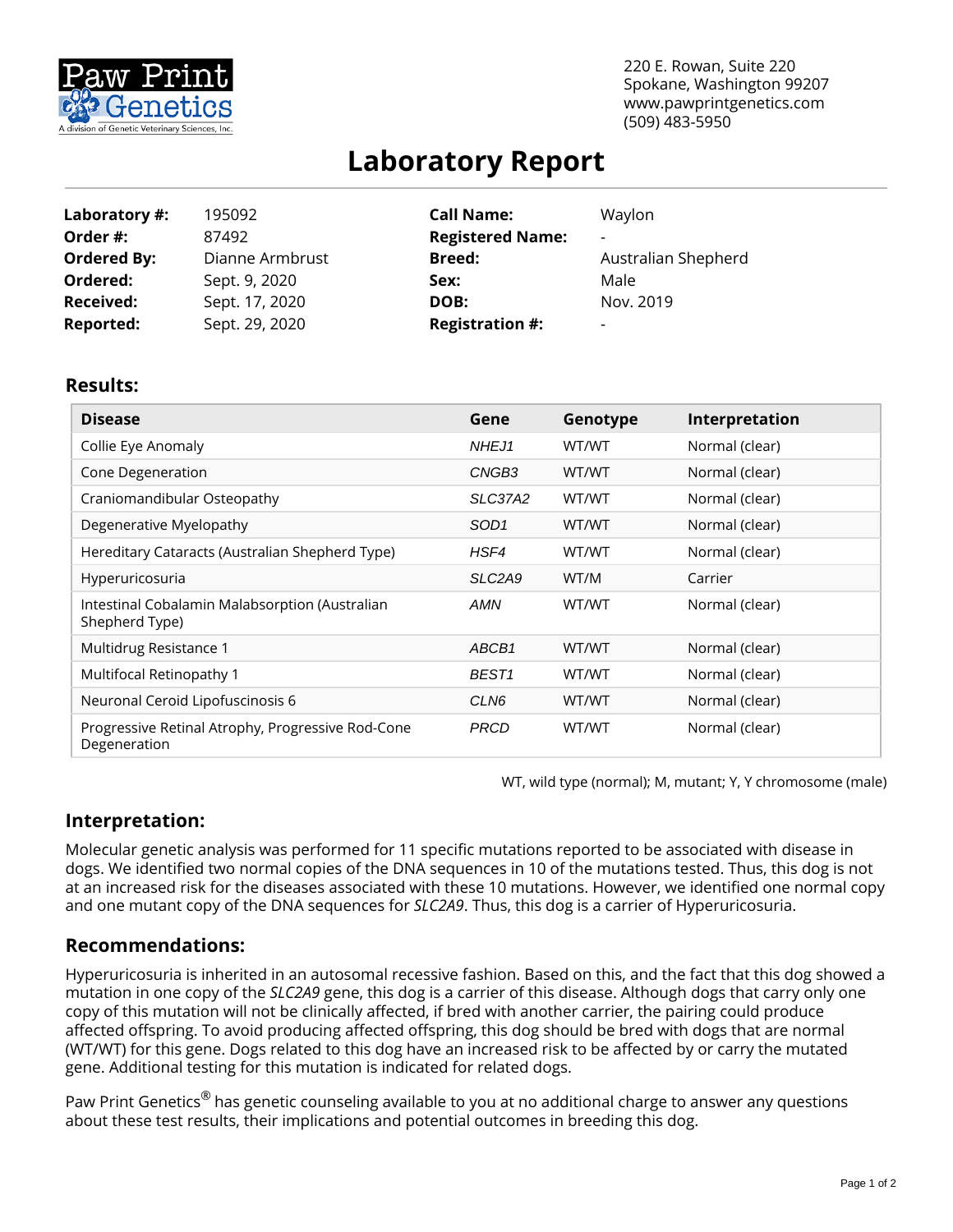Paw Print Genetics

A division of Genetic Veterinary Sciences, Inc.

220 E. Rowan, Suite 220
Spokane, Washington 99207
www.pawprintgenetics.com
(509) 483-5950

# Laboratory Report

| | | | |
|---|---|---|---|
| **Laboratory #:** | 195092 | **Call Name:** | Waylon |
| **Order #:** | 87492 | **Registered Name:** | - |
| **Ordered By:** | Dianne Armbrust | **Breed:** | Australian Shepherd |
| **Ordered:** | Sept. 9, 2020 | **Sex:** | Male |
| **Received:** | Sept. 17, 2020 | **DOB:** | Nov. 2019 |
| **Reported:** | Sept. 29, 2020 | **Registration #:** | - |

## Results:

| Disease | Gene | Genotype | Interpretation |
|---|---|---|---|
| Collie Eye Anomaly | *NHEJ1* | WT/WT | Normal (clear) |
| Cone Degeneration | *CNGB3* | WT/WT | Normal (clear) |
| Craniomandibular Osteopathy | *SLC37A2* | WT/WT | Normal (clear) |
| Degenerative Myelopathy | *SOD1* | WT/WT | Normal (clear) |
| Hereditary Cataracts (Australian Shepherd Type) | *HSF4* | WT/WT | Normal (clear) |
| Hyperuricosuria | *SLC2A9* | WT/M | Carrier |
| Intestinal Cobalamin Malabsorption (Australian Shepherd Type) | *AMN* | WT/WT | Normal (clear) |
| Multidrug Resistance 1 | *ABCB1* | WT/WT | Normal (clear) |
| Multifocal Retinopathy 1 | *BEST1* | WT/WT | Normal (clear) |
| Neuronal Ceroid Lipofuscinosis 6 | *CLN6* | WT/WT | Normal (clear) |
| Progressive Retinal Atrophy, Progressive Rod-Cone Degeneration | *PRCD* | WT/WT | Normal (clear) |

WT, wild type (normal); M, mutant; Y, Y chromosome (male)

## Interpretation:

Molecular genetic analysis was performed for 11 specific mutations reported to be associated with disease in dogs. We identified two normal copies of the DNA sequences in 10 of the mutations tested. Thus, this dog is not at an increased risk for the diseases associated with these 10 mutations. However, we identified one normal copy and one mutant copy of the DNA sequences for *SLC2A9*. Thus, this dog is a carrier of Hyperuricosuria.

## Recommendations:

Hyperuricosuria is inherited in an autosomal recessive fashion. Based on this, and the fact that this dog showed a mutation in one copy of the *SLC2A9* gene, this dog is a carrier of this disease. Although dogs that carry only one copy of this mutation will not be clinically affected, if bred with another carrier, the pairing could produce affected offspring. To avoid producing affected offspring, this dog should be bred with dogs that are normal (WT/WT) for this gene. Dogs related to this dog have an increased risk to be affected by or carry the mutated gene. Additional testing for this mutation is indicated for related dogs.

Paw Print Genetics® has genetic counseling available to you at no additional charge to answer any questions about these test results, their implications and potential outcomes in breeding this dog.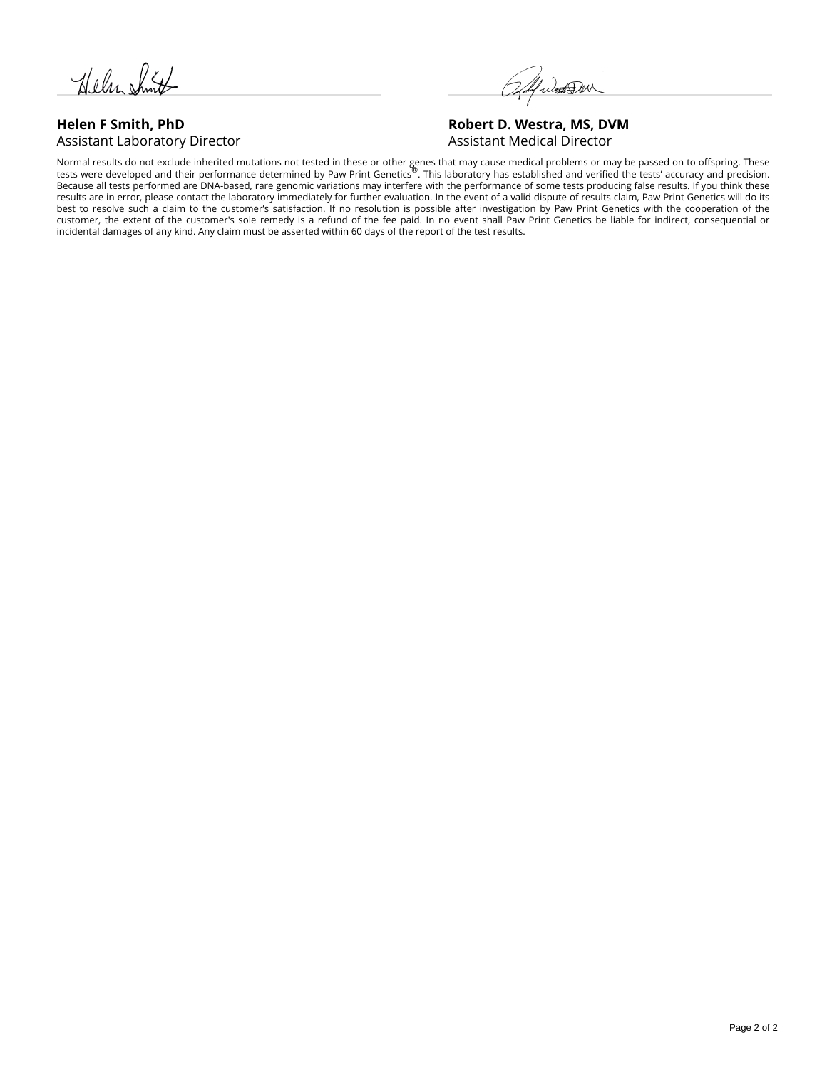**Helen F Smith, PhD**
Assistant Laboratory Director

**Robert D. Westra, MS, DVM**
Assistant Medical Director

Normal results do not exclude inherited mutations not tested in these or other genes that may cause medical problems or may be passed on to offspring. These tests were developed and their performance determined by Paw Print Genetics®. This laboratory has established and verified the tests' accuracy and precision. Because all tests performed are DNA-based, rare genomic variations may interfere with the performance of some tests producing false results. If you think these results are in error, please contact the laboratory immediately for further evaluation. In the event of a valid dispute of results claim, Paw Print Genetics will do its best to resolve such a claim to the customer's satisfaction. If no resolution is possible after investigation by Paw Print Genetics with the cooperation of the customer, the extent of the customer's sole remedy is a refund of the fee paid. In no event shall Paw Print Genetics be liable for indirect, consequential or incidental damages of any kind. Any claim must be asserted within 60 days of the report of the test results.